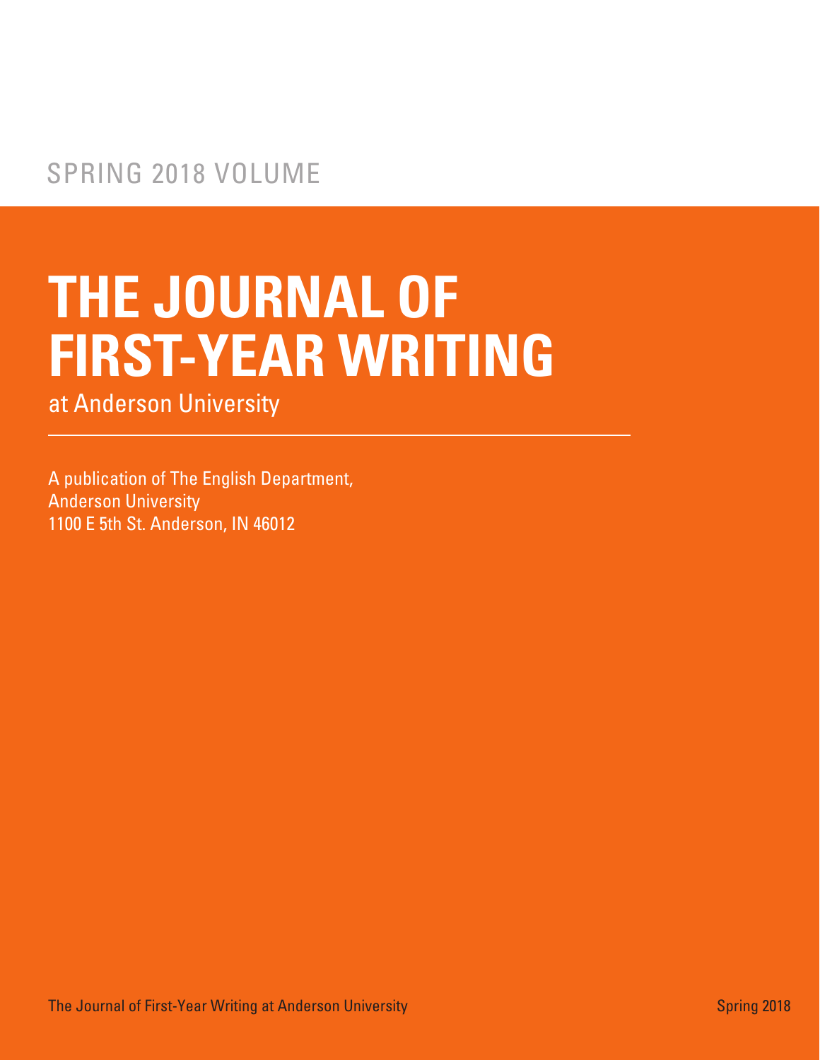SPRING 2018 VOLUME

# THE JOURNAL OF FIRST-YEAR WRITING

at Anderson University

A publication of The English Department,
Anderson University
1100 E 5th St. Anderson, IN 46012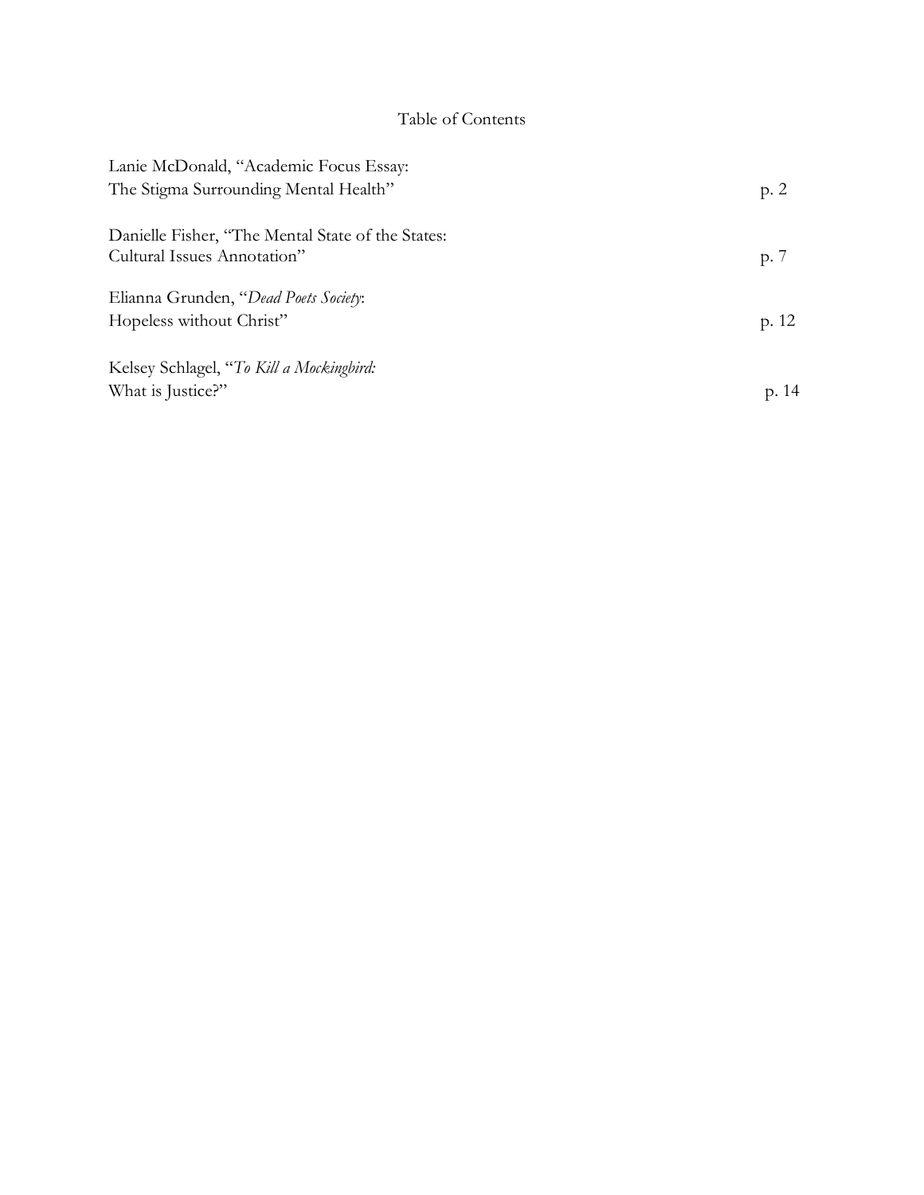# Table of Contents

Lanie McDonald, "Academic Focus Essay:
The Stigma Surrounding Mental Health" p. 2

Danielle Fisher, "The Mental State of the States:
Cultural Issues Annotation" p. 7

Elianna Grunden, "*Dead Poets Society*:
Hopeless without Christ" p. 12

Kelsey Schlagel, "*To Kill a Mockingbird:*
What is Justice?" p. 14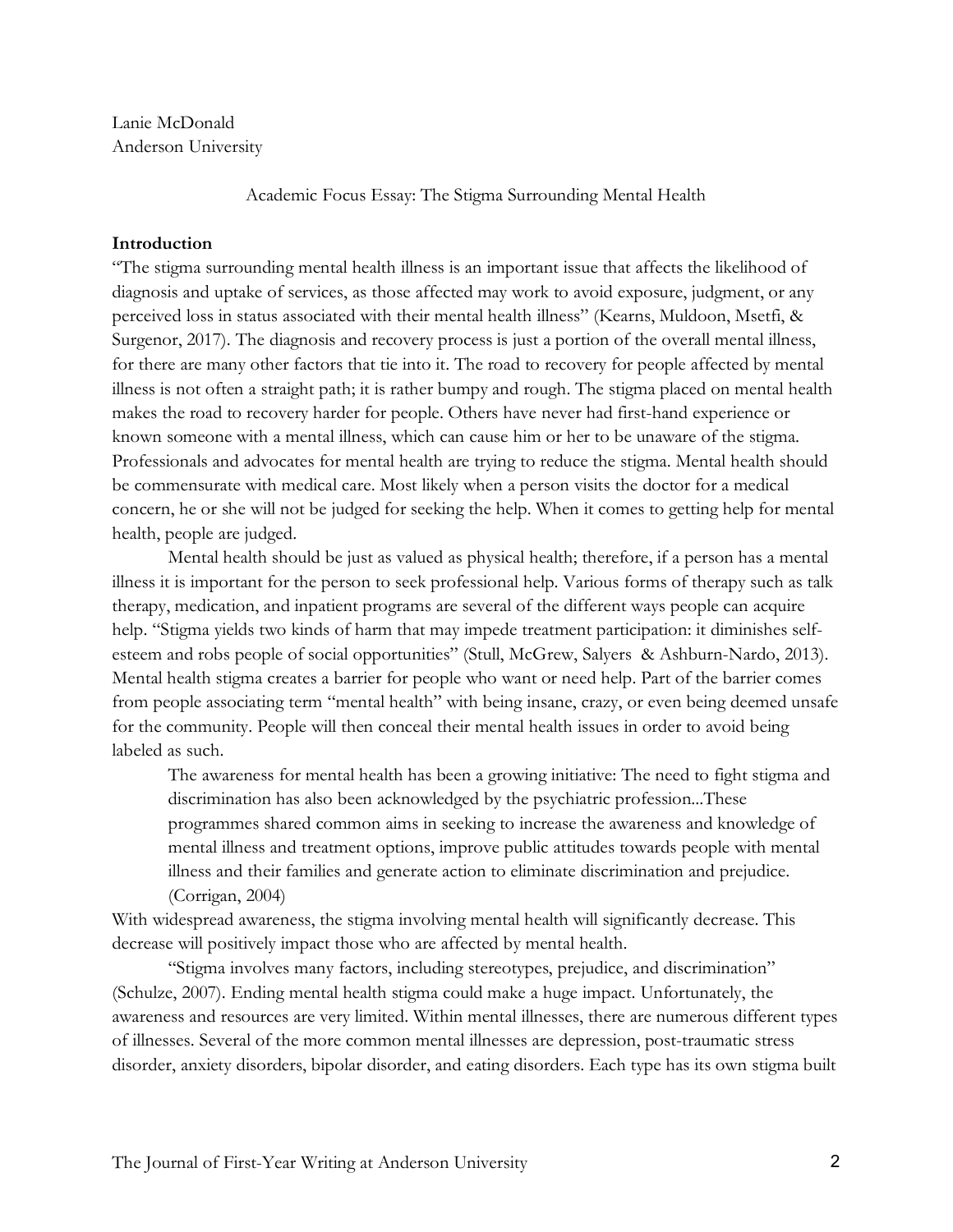Lanie McDonald
Anderson University

Academic Focus Essay: The Stigma Surrounding Mental Health

**Introduction**

"The stigma surrounding mental health illness is an important issue that affects the likelihood of diagnosis and uptake of services, as those affected may work to avoid exposure, judgment, or any perceived loss in status associated with their mental health illness" (Kearns, Muldoon, Msetfi, & Surgenor, 2017). The diagnosis and recovery process is just a portion of the overall mental illness, for there are many other factors that tie into it. The road to recovery for people affected by mental illness is not often a straight path; it is rather bumpy and rough. The stigma placed on mental health makes the road to recovery harder for people. Others have never had first-hand experience or known someone with a mental illness, which can cause him or her to be unaware of the stigma. Professionals and advocates for mental health are trying to reduce the stigma. Mental health should be commensurate with medical care. Most likely when a person visits the doctor for a medical concern, he or she will not be judged for seeking the help. When it comes to getting help for mental health, people are judged.

Mental health should be just as valued as physical health; therefore, if a person has a mental illness it is important for the person to seek professional help. Various forms of therapy such as talk therapy, medication, and inpatient programs are several of the different ways people can acquire help. "Stigma yields two kinds of harm that may impede treatment participation: it diminishes self-esteem and robs people of social opportunities" (Stull, McGrew, Salyers & Ashburn-Nardo, 2013). Mental health stigma creates a barrier for people who want or need help. Part of the barrier comes from people associating term "mental health" with being insane, crazy, or even being deemed unsafe for the community. People will then conceal their mental health issues in order to avoid being labeled as such.

> The awareness for mental health has been a growing initiative: The need to fight stigma and discrimination has also been acknowledged by the psychiatric profession...These programmes shared common aims in seeking to increase the awareness and knowledge of mental illness and treatment options, improve public attitudes towards people with mental illness and their families and generate action to eliminate discrimination and prejudice. (Corrigan, 2004)

With widespread awareness, the stigma involving mental health will significantly decrease. This decrease will positively impact those who are affected by mental health.

"Stigma involves many factors, including stereotypes, prejudice, and discrimination" (Schulze, 2007). Ending mental health stigma could make a huge impact. Unfortunately, the awareness and resources are very limited. Within mental illnesses, there are numerous different types of illnesses. Several of the more common mental illnesses are depression, post-traumatic stress disorder, anxiety disorders, bipolar disorder, and eating disorders. Each type has its own stigma built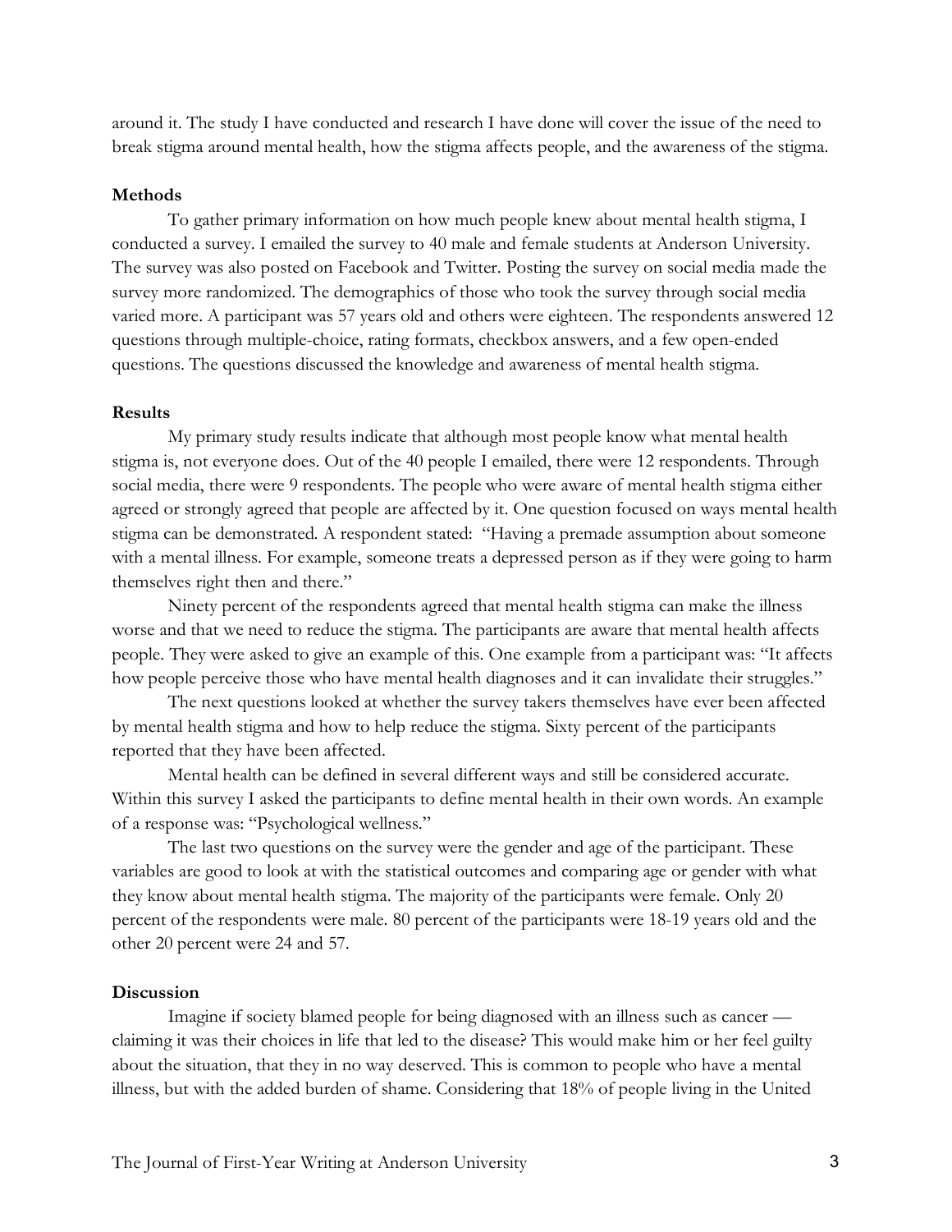around it. The study I have conducted and research I have done will cover the issue of the need to break stigma around mental health, how the stigma affects people, and the awareness of the stigma.

**Methods**

To gather primary information on how much people knew about mental health stigma, I conducted a survey. I emailed the survey to 40 male and female students at Anderson University. The survey was also posted on Facebook and Twitter. Posting the survey on social media made the survey more randomized. The demographics of those who took the survey through social media varied more. A participant was 57 years old and others were eighteen. The respondents answered 12 questions through multiple-choice, rating formats, checkbox answers, and a few open-ended questions. The questions discussed the knowledge and awareness of mental health stigma.

**Results**

My primary study results indicate that although most people know what mental health stigma is, not everyone does. Out of the 40 people I emailed, there were 12 respondents. Through social media, there were 9 respondents. The people who were aware of mental health stigma either agreed or strongly agreed that people are affected by it. One question focused on ways mental health stigma can be demonstrated. A respondent stated: "Having a premade assumption about someone with a mental illness. For example, someone treats a depressed person as if they were going to harm themselves right then and there."

Ninety percent of the respondents agreed that mental health stigma can make the illness worse and that we need to reduce the stigma. The participants are aware that mental health affects people. They were asked to give an example of this. One example from a participant was: "It affects how people perceive those who have mental health diagnoses and it can invalidate their struggles."

The next questions looked at whether the survey takers themselves have ever been affected by mental health stigma and how to help reduce the stigma. Sixty percent of the participants reported that they have been affected.

Mental health can be defined in several different ways and still be considered accurate. Within this survey I asked the participants to define mental health in their own words. An example of a response was: "Psychological wellness."

The last two questions on the survey were the gender and age of the participant. These variables are good to look at with the statistical outcomes and comparing age or gender with what they know about mental health stigma. The majority of the participants were female. Only 20 percent of the respondents were male. 80 percent of the participants were 18-19 years old and the other 20 percent were 24 and 57.

**Discussion**

Imagine if society blamed people for being diagnosed with an illness such as cancer — claiming it was their choices in life that led to the disease? This would make him or her feel guilty about the situation, that they in no way deserved. This is common to people who have a mental illness, but with the added burden of shame. Considering that 18% of people living in the United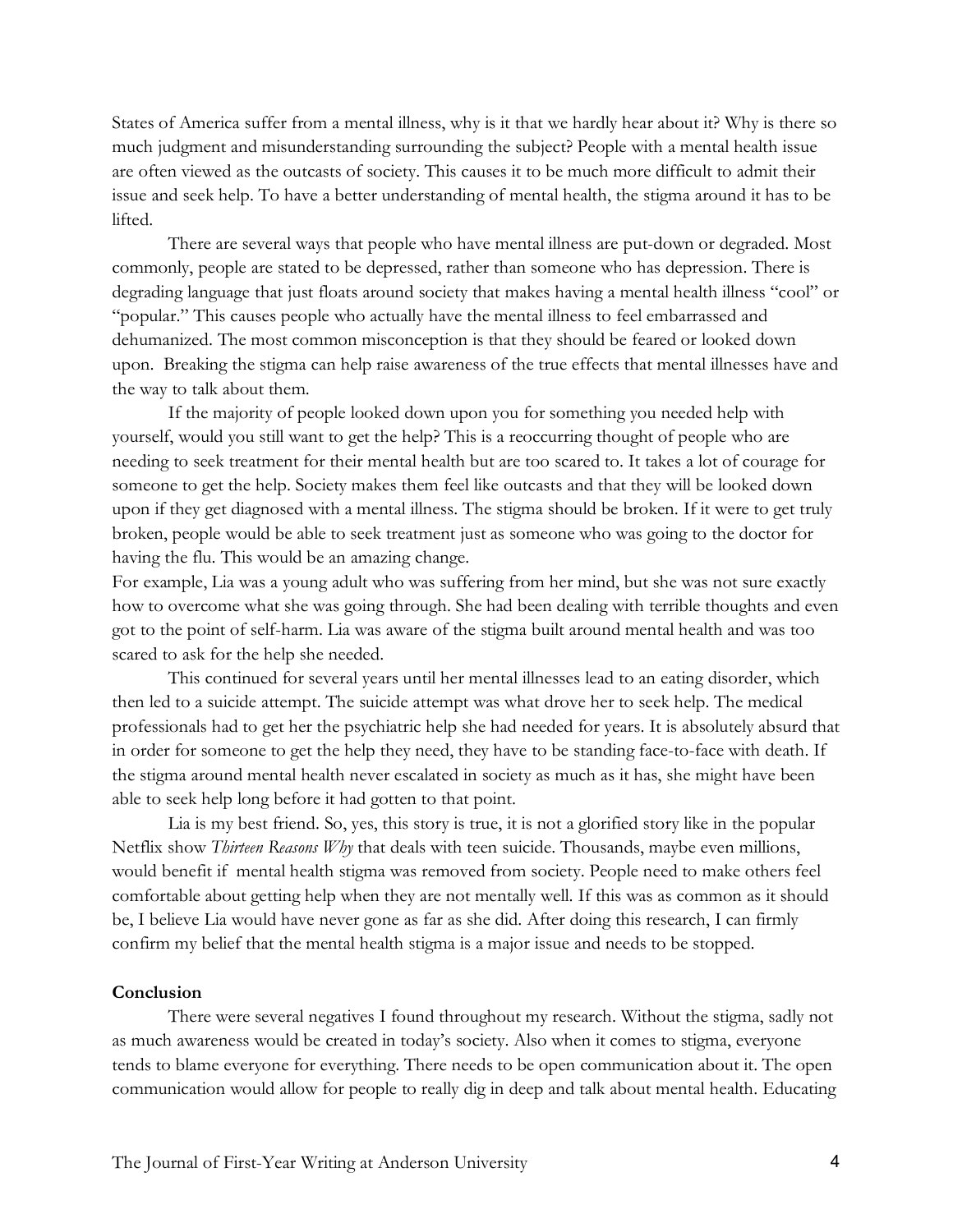States of America suffer from a mental illness, why is it that we hardly hear about it? Why is there so much judgment and misunderstanding surrounding the subject? People with a mental health issue are often viewed as the outcasts of society. This causes it to be much more difficult to admit their issue and seek help. To have a better understanding of mental health, the stigma around it has to be lifted.

There are several ways that people who have mental illness are put-down or degraded. Most commonly, people are stated to be depressed, rather than someone who has depression. There is degrading language that just floats around society that makes having a mental health illness "cool" or "popular." This causes people who actually have the mental illness to feel embarrassed and dehumanized. The most common misconception is that they should be feared or looked down upon. Breaking the stigma can help raise awareness of the true effects that mental illnesses have and the way to talk about them.

If the majority of people looked down upon you for something you needed help with yourself, would you still want to get the help? This is a reoccurring thought of people who are needing to seek treatment for their mental health but are too scared to. It takes a lot of courage for someone to get the help. Society makes them feel like outcasts and that they will be looked down upon if they get diagnosed with a mental illness. The stigma should be broken. If it were to get truly broken, people would be able to seek treatment just as someone who was going to the doctor for having the flu. This would be an amazing change.

For example, Lia was a young adult who was suffering from her mind, but she was not sure exactly how to overcome what she was going through. She had been dealing with terrible thoughts and even got to the point of self-harm. Lia was aware of the stigma built around mental health and was too scared to ask for the help she needed.

This continued for several years until her mental illnesses lead to an eating disorder, which then led to a suicide attempt. The suicide attempt was what drove her to seek help. The medical professionals had to get her the psychiatric help she had needed for years. It is absolutely absurd that in order for someone to get the help they need, they have to be standing face-to-face with death. If the stigma around mental health never escalated in society as much as it has, she might have been able to seek help long before it had gotten to that point.

Lia is my best friend. So, yes, this story is true, it is not a glorified story like in the popular Netflix show *Thirteen Reasons Why* that deals with teen suicide. Thousands, maybe even millions, would benefit if mental health stigma was removed from society. People need to make others feel comfortable about getting help when they are not mentally well. If this was as common as it should be, I believe Lia would have never gone as far as she did. After doing this research, I can firmly confirm my belief that the mental health stigma is a major issue and needs to be stopped.

**Conclusion**

There were several negatives I found throughout my research. Without the stigma, sadly not as much awareness would be created in today's society. Also when it comes to stigma, everyone tends to blame everyone for everything. There needs to be open communication about it. The open communication would allow for people to really dig in deep and talk about mental health. Educating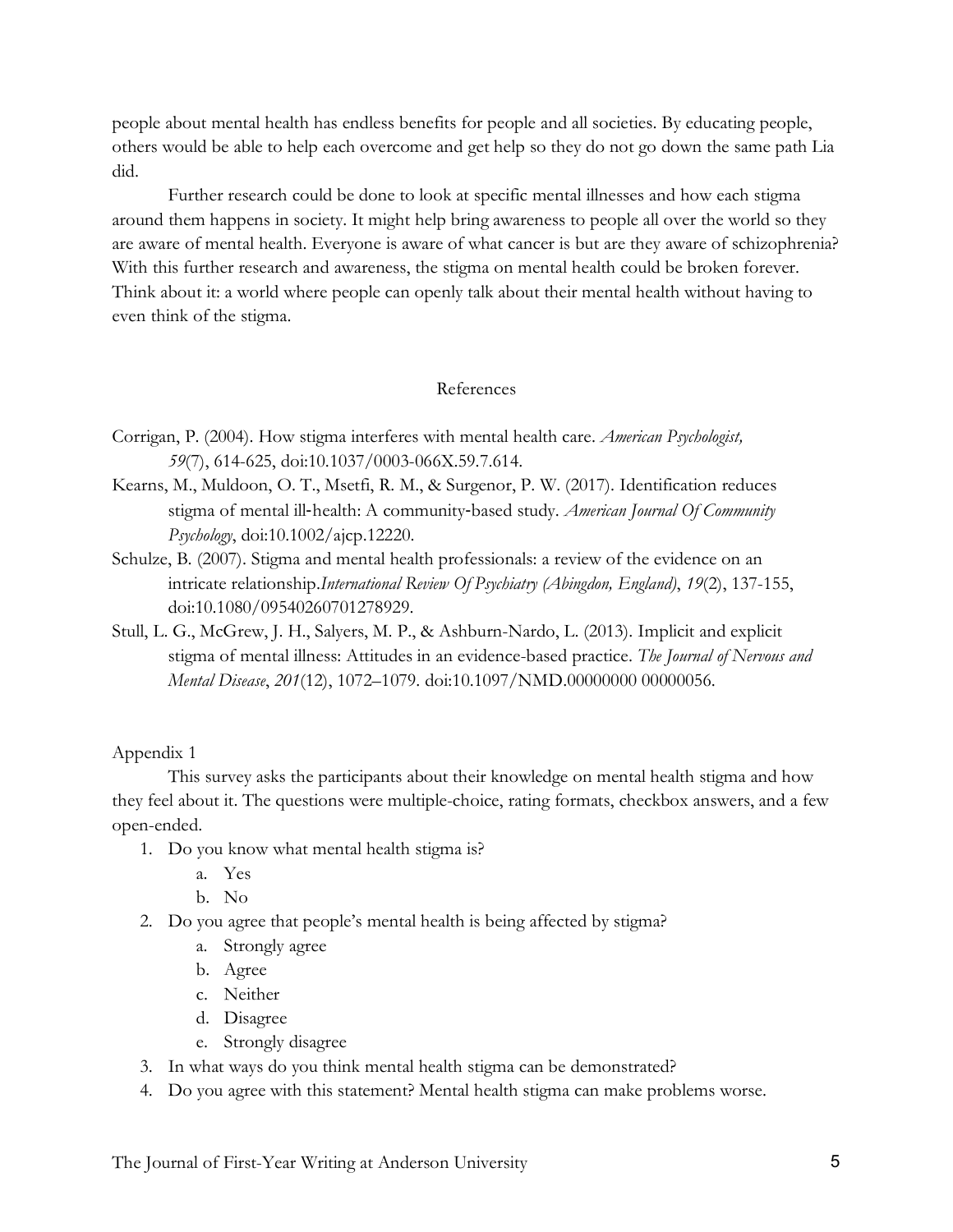people about mental health has endless benefits for people and all societies. By educating people, others would be able to help each overcome and get help so they do not go down the same path Lia did.

Further research could be done to look at specific mental illnesses and how each stigma around them happens in society. It might help bring awareness to people all over the world so they are aware of mental health. Everyone is aware of what cancer is but are they aware of schizophrenia? With this further research and awareness, the stigma on mental health could be broken forever. Think about it: a world where people can openly talk about their mental health without having to even think of the stigma.

## References

Corrigan, P. (2004). How stigma interferes with mental health care. *American Psychologist, 59*(7), 614-625, doi:10.1037/0003-066X.59.7.614.

Kearns, M., Muldoon, O. T., Msetfi, R. M., & Surgenor, P. W. (2017). Identification reduces stigma of mental ill-health: A community-based study. *American Journal Of Community Psychology*, doi:10.1002/ajcp.12220.

Schulze, B. (2007). Stigma and mental health professionals: a review of the evidence on an intricate relationship.*International Review Of Psychiatry (Abingdon, England)*, *19*(2), 137-155, doi:10.1080/09540260701278929.

Stull, L. G., McGrew, J. H., Salyers, M. P., & Ashburn-Nardo, L. (2013). Implicit and explicit stigma of mental illness: Attitudes in an evidence-based practice. *The Journal of Nervous and Mental Disease*, *201*(12), 1072–1079. doi:10.1097/NMD.00000000 00000056.

Appendix 1

This survey asks the participants about their knowledge on mental health stigma and how they feel about it. The questions were multiple-choice, rating formats, checkbox answers, and a few open-ended.

1. Do you know what mental health stigma is?
   a. Yes
   b. No
2. Do you agree that people's mental health is being affected by stigma?
   a. Strongly agree
   b. Agree
   c. Neither
   d. Disagree
   e. Strongly disagree
3. In what ways do you think mental health stigma can be demonstrated?
4. Do you agree with this statement? Mental health stigma can make problems worse.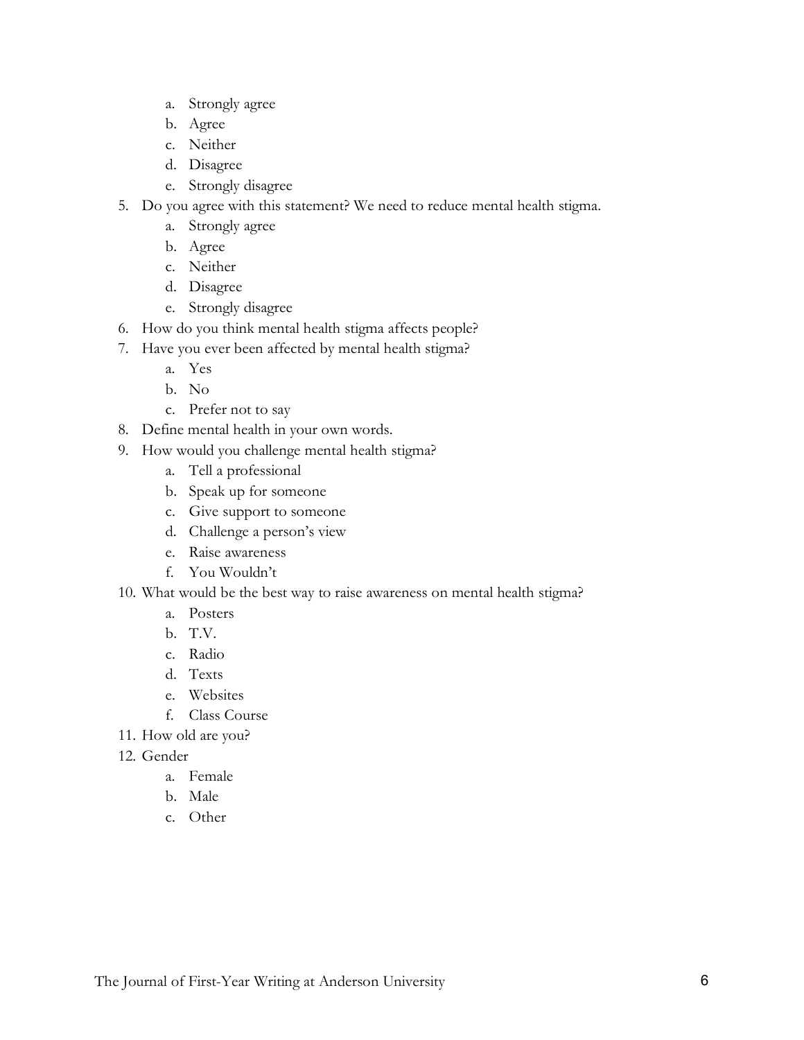a. Strongly agree
   b. Agree
   c. Neither
   d. Disagree
   e. Strongly disagree

5. Do you agree with this statement? We need to reduce mental health stigma.
   a. Strongly agree
   b. Agree
   c. Neither
   d. Disagree
   e. Strongly disagree
6. How do you think mental health stigma affects people?
7. Have you ever been affected by mental health stigma?
   a. Yes
   b. No
   c. Prefer not to say
8. Define mental health in your own words.
9. How would you challenge mental health stigma?
   a. Tell a professional
   b. Speak up for someone
   c. Give support to someone
   d. Challenge a person's view
   e. Raise awareness
   f. You Wouldn't
10. What would be the best way to raise awareness on mental health stigma?
    a. Posters
    b. T.V.
    c. Radio
    d. Texts
    e. Websites
    f. Class Course
11. How old are you?
12. Gender
    a. Female
    b. Male
    c. Other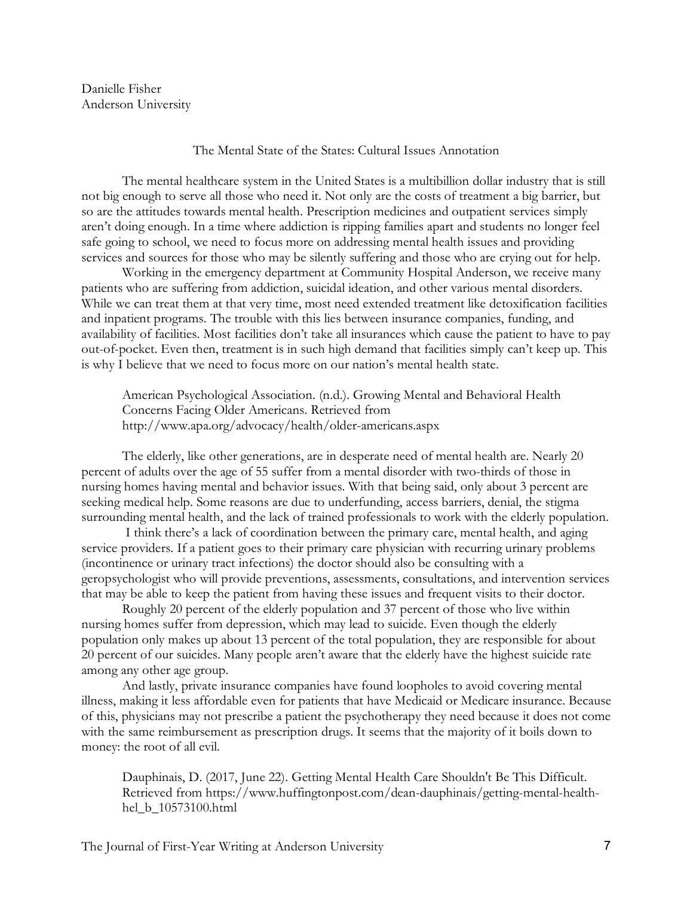Danielle Fisher
Anderson University

## The Mental State of the States: Cultural Issues Annotation

The mental healthcare system in the United States is a multibillion dollar industry that is still not big enough to serve all those who need it. Not only are the costs of treatment a big barrier, but so are the attitudes towards mental health. Prescription medicines and outpatient services simply aren't doing enough. In a time where addiction is ripping families apart and students no longer feel safe going to school, we need to focus more on addressing mental health issues and providing services and sources for those who may be silently suffering and those who are crying out for help.

Working in the emergency department at Community Hospital Anderson, we receive many patients who are suffering from addiction, suicidal ideation, and other various mental disorders. While we can treat them at that very time, most need extended treatment like detoxification facilities and inpatient programs. The trouble with this lies between insurance companies, funding, and availability of facilities. Most facilities don't take all insurances which cause the patient to have to pay out-of-pocket. Even then, treatment is in such high demand that facilities simply can't keep up. This is why I believe that we need to focus more on our nation's mental health state.

> American Psychological Association. (n.d.). Growing Mental and Behavioral Health Concerns Facing Older Americans. Retrieved from http://www.apa.org/advocacy/health/older-americans.aspx

The elderly, like other generations, are in desperate need of mental health are. Nearly 20 percent of adults over the age of 55 suffer from a mental disorder with two-thirds of those in nursing homes having mental and behavior issues. With that being said, only about 3 percent are seeking medical help. Some reasons are due to underfunding, access barriers, denial, the stigma surrounding mental health, and the lack of trained professionals to work with the elderly population.

I think there's a lack of coordination between the primary care, mental health, and aging service providers. If a patient goes to their primary care physician with recurring urinary problems (incontinence or urinary tract infections) the doctor should also be consulting with a geropsychologist who will provide preventions, assessments, consultations, and intervention services that may be able to keep the patient from having these issues and frequent visits to their doctor.

Roughly 20 percent of the elderly population and 37 percent of those who live within nursing homes suffer from depression, which may lead to suicide. Even though the elderly population only makes up about 13 percent of the total population, they are responsible for about 20 percent of our suicides. Many people aren't aware that the elderly have the highest suicide rate among any other age group.

And lastly, private insurance companies have found loopholes to avoid covering mental illness, making it less affordable even for patients that have Medicaid or Medicare insurance. Because of this, physicians may not prescribe a patient the psychotherapy they need because it does not come with the same reimbursement as prescription drugs. It seems that the majority of it boils down to money: the root of all evil.

> Dauphinais, D. (2017, June 22). Getting Mental Health Care Shouldn't Be This Difficult. Retrieved from https://www.huffingtonpost.com/dean-dauphinais/getting-mental-health-hel_b_10573100.html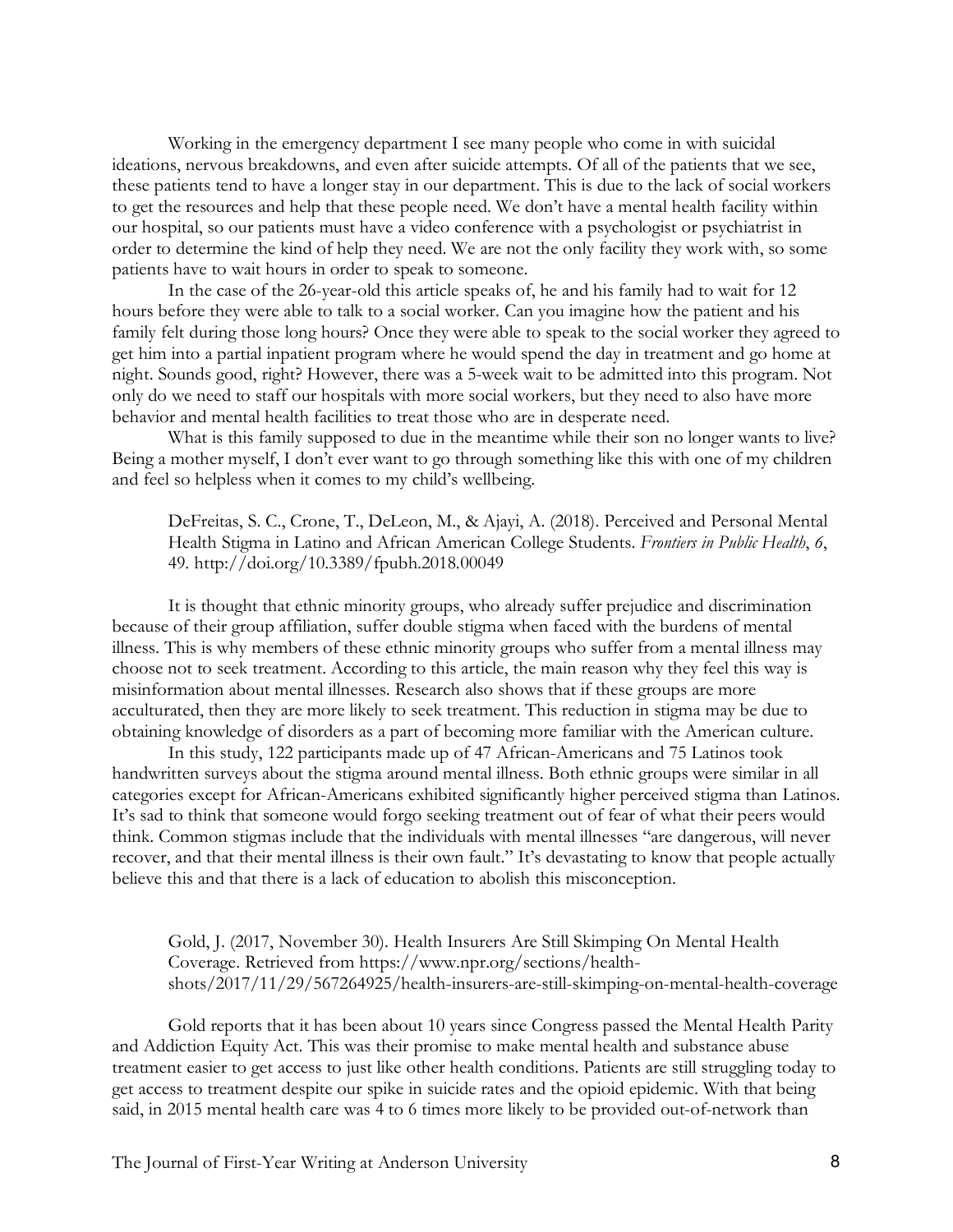Working in the emergency department I see many people who come in with suicidal ideations, nervous breakdowns, and even after suicide attempts. Of all of the patients that we see, these patients tend to have a longer stay in our department. This is due to the lack of social workers to get the resources and help that these people need. We don't have a mental health facility within our hospital, so our patients must have a video conference with a psychologist or psychiatrist in order to determine the kind of help they need. We are not the only facility they work with, so some patients have to wait hours in order to speak to someone.

In the case of the 26-year-old this article speaks of, he and his family had to wait for 12 hours before they were able to talk to a social worker. Can you imagine how the patient and his family felt during those long hours? Once they were able to speak to the social worker they agreed to get him into a partial inpatient program where he would spend the day in treatment and go home at night. Sounds good, right? However, there was a 5-week wait to be admitted into this program. Not only do we need to staff our hospitals with more social workers, but they need to also have more behavior and mental health facilities to treat those who are in desperate need.

What is this family supposed to due in the meantime while their son no longer wants to live? Being a mother myself, I don't ever want to go through something like this with one of my children and feel so helpless when it comes to my child's wellbeing.

> DeFreitas, S. C., Crone, T., DeLeon, M., & Ajayi, A. (2018). Perceived and Personal Mental Health Stigma in Latino and African American College Students. *Frontiers in Public Health*, *6*, 49. http://doi.org/10.3389/fpubh.2018.00049

It is thought that ethnic minority groups, who already suffer prejudice and discrimination because of their group affiliation, suffer double stigma when faced with the burdens of mental illness. This is why members of these ethnic minority groups who suffer from a mental illness may choose not to seek treatment. According to this article, the main reason why they feel this way is misinformation about mental illnesses. Research also shows that if these groups are more acculturated, then they are more likely to seek treatment. This reduction in stigma may be due to obtaining knowledge of disorders as a part of becoming more familiar with the American culture.

In this study, 122 participants made up of 47 African-Americans and 75 Latinos took handwritten surveys about the stigma around mental illness. Both ethnic groups were similar in all categories except for African-Americans exhibited significantly higher perceived stigma than Latinos. It's sad to think that someone would forgo seeking treatment out of fear of what their peers would think. Common stigmas include that the individuals with mental illnesses "are dangerous, will never recover, and that their mental illness is their own fault." It's devastating to know that people actually believe this and that there is a lack of education to abolish this misconception.

> Gold, J. (2017, November 30). Health Insurers Are Still Skimping On Mental Health Coverage. Retrieved from https://www.npr.org/sections/health-shots/2017/11/29/567264925/health-insurers-are-still-skimping-on-mental-health-coverage

Gold reports that it has been about 10 years since Congress passed the Mental Health Parity and Addiction Equity Act. This was their promise to make mental health and substance abuse treatment easier to get access to just like other health conditions. Patients are still struggling today to get access to treatment despite our spike in suicide rates and the opioid epidemic. With that being said, in 2015 mental health care was 4 to 6 times more likely to be provided out-of-network than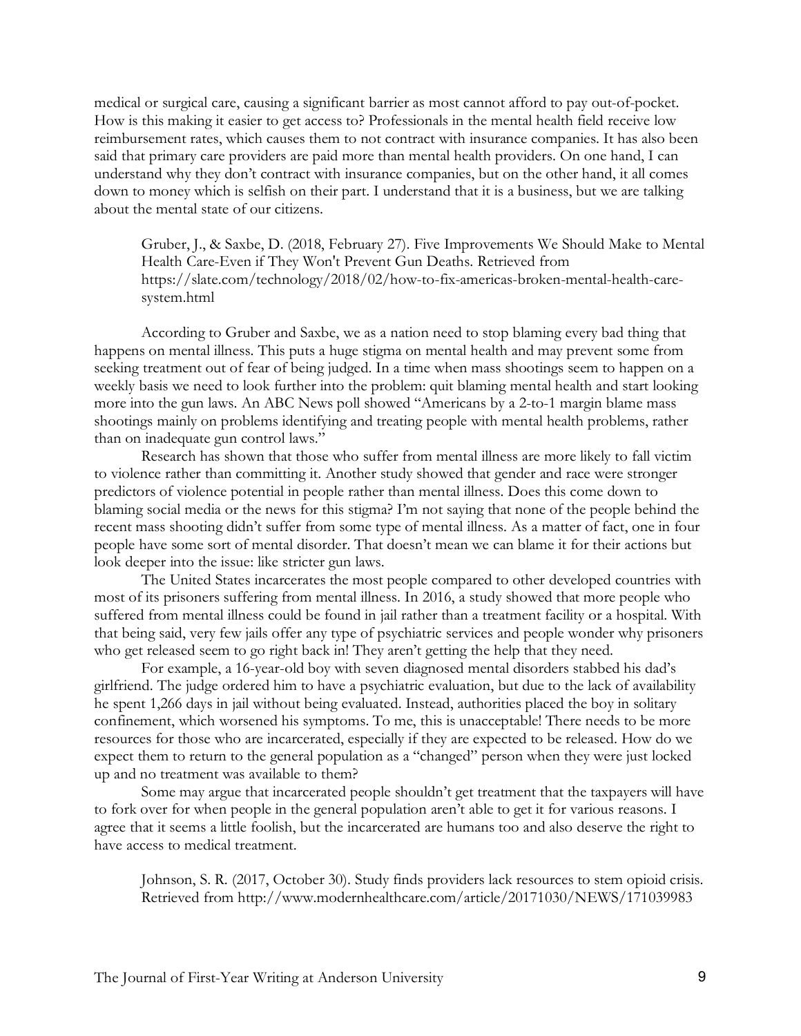medical or surgical care, causing a significant barrier as most cannot afford to pay out-of-pocket. How is this making it easier to get access to? Professionals in the mental health field receive low reimbursement rates, which causes them to not contract with insurance companies. It has also been said that primary care providers are paid more than mental health providers. On one hand, I can understand why they don't contract with insurance companies, but on the other hand, it all comes down to money which is selfish on their part. I understand that it is a business, but we are talking about the mental state of our citizens.

> Gruber, J., & Saxbe, D. (2018, February 27). Five Improvements We Should Make to Mental Health Care-Even if They Won't Prevent Gun Deaths. Retrieved from https://slate.com/technology/2018/02/how-to-fix-americas-broken-mental-health-care-system.html

According to Gruber and Saxbe, we as a nation need to stop blaming every bad thing that happens on mental illness. This puts a huge stigma on mental health and may prevent some from seeking treatment out of fear of being judged. In a time when mass shootings seem to happen on a weekly basis we need to look further into the problem: quit blaming mental health and start looking more into the gun laws. An ABC News poll showed "Americans by a 2-to-1 margin blame mass shootings mainly on problems identifying and treating people with mental health problems, rather than on inadequate gun control laws."

Research has shown that those who suffer from mental illness are more likely to fall victim to violence rather than committing it. Another study showed that gender and race were stronger predictors of violence potential in people rather than mental illness. Does this come down to blaming social media or the news for this stigma? I'm not saying that none of the people behind the recent mass shooting didn't suffer from some type of mental illness. As a matter of fact, one in four people have some sort of mental disorder. That doesn't mean we can blame it for their actions but look deeper into the issue: like stricter gun laws.

The United States incarcerates the most people compared to other developed countries with most of its prisoners suffering from mental illness. In 2016, a study showed that more people who suffered from mental illness could be found in jail rather than a treatment facility or a hospital. With that being said, very few jails offer any type of psychiatric services and people wonder why prisoners who get released seem to go right back in! They aren't getting the help that they need.

For example, a 16-year-old boy with seven diagnosed mental disorders stabbed his dad's girlfriend. The judge ordered him to have a psychiatric evaluation, but due to the lack of availability he spent 1,266 days in jail without being evaluated. Instead, authorities placed the boy in solitary confinement, which worsened his symptoms. To me, this is unacceptable! There needs to be more resources for those who are incarcerated, especially if they are expected to be released. How do we expect them to return to the general population as a "changed" person when they were just locked up and no treatment was available to them?

Some may argue that incarcerated people shouldn't get treatment that the taxpayers will have to fork over for when people in the general population aren't able to get it for various reasons. I agree that it seems a little foolish, but the incarcerated are humans too and also deserve the right to have access to medical treatment.

> Johnson, S. R. (2017, October 30). Study finds providers lack resources to stem opioid crisis. Retrieved from http://www.modernhealthcare.com/article/20171030/NEWS/171039983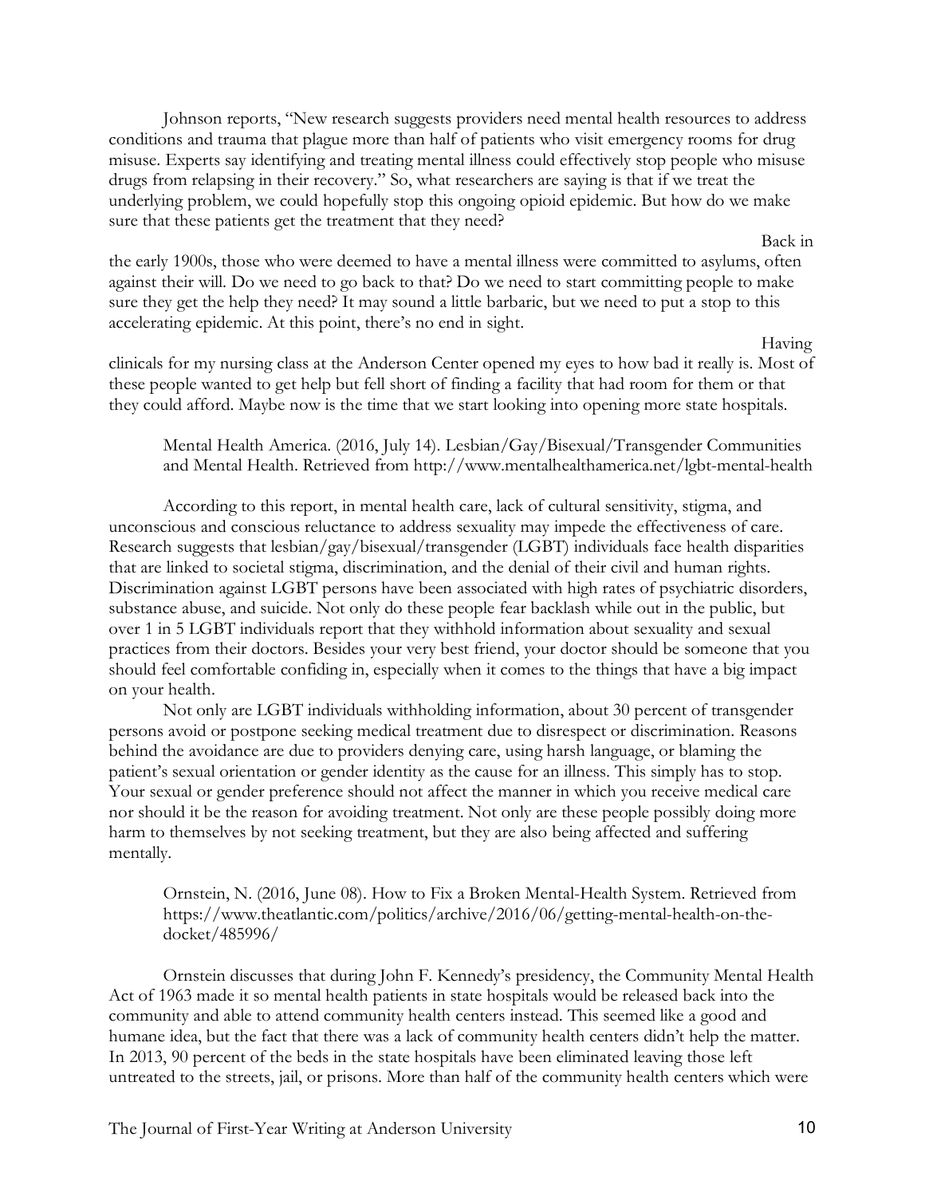Johnson reports, "New research suggests providers need mental health resources to address conditions and trauma that plague more than half of patients who visit emergency rooms for drug misuse. Experts say identifying and treating mental illness could effectively stop people who misuse drugs from relapsing in their recovery." So, what researchers are saying is that if we treat the underlying problem, we could hopefully stop this ongoing opioid epidemic. But how do we make sure that these patients get the treatment that they need?

Back in the early 1900s, those who were deemed to have a mental illness were committed to asylums, often against their will. Do we need to go back to that? Do we need to start committing people to make sure they get the help they need? It may sound a little barbaric, but we need to put a stop to this accelerating epidemic. At this point, there's no end in sight.

Having clinicals for my nursing class at the Anderson Center opened my eyes to how bad it really is. Most of these people wanted to get help but fell short of finding a facility that had room for them or that they could afford. Maybe now is the time that we start looking into opening more state hospitals.

> Mental Health America. (2016, July 14). Lesbian/Gay/Bisexual/Transgender Communities and Mental Health. Retrieved from http://www.mentalhealthamerica.net/lgbt-mental-health

According to this report, in mental health care, lack of cultural sensitivity, stigma, and unconscious and conscious reluctance to address sexuality may impede the effectiveness of care. Research suggests that lesbian/gay/bisexual/transgender (LGBT) individuals face health disparities that are linked to societal stigma, discrimination, and the denial of their civil and human rights. Discrimination against LGBT persons have been associated with high rates of psychiatric disorders, substance abuse, and suicide. Not only do these people fear backlash while out in the public, but over 1 in 5 LGBT individuals report that they withhold information about sexuality and sexual practices from their doctors. Besides your very best friend, your doctor should be someone that you should feel comfortable confiding in, especially when it comes to the things that have a big impact on your health.

Not only are LGBT individuals withholding information, about 30 percent of transgender persons avoid or postpone seeking medical treatment due to disrespect or discrimination. Reasons behind the avoidance are due to providers denying care, using harsh language, or blaming the patient's sexual orientation or gender identity as the cause for an illness. This simply has to stop. Your sexual or gender preference should not affect the manner in which you receive medical care nor should it be the reason for avoiding treatment. Not only are these people possibly doing more harm to themselves by not seeking treatment, but they are also being affected and suffering mentally.

> Ornstein, N. (2016, June 08). How to Fix a Broken Mental-Health System. Retrieved from https://www.theatlantic.com/politics/archive/2016/06/getting-mental-health-on-the-docket/485996/

Ornstein discusses that during John F. Kennedy's presidency, the Community Mental Health Act of 1963 made it so mental health patients in state hospitals would be released back into the community and able to attend community health centers instead. This seemed like a good and humane idea, but the fact that there was a lack of community health centers didn't help the matter. In 2013, 90 percent of the beds in the state hospitals have been eliminated leaving those left untreated to the streets, jail, or prisons. More than half of the community health centers which were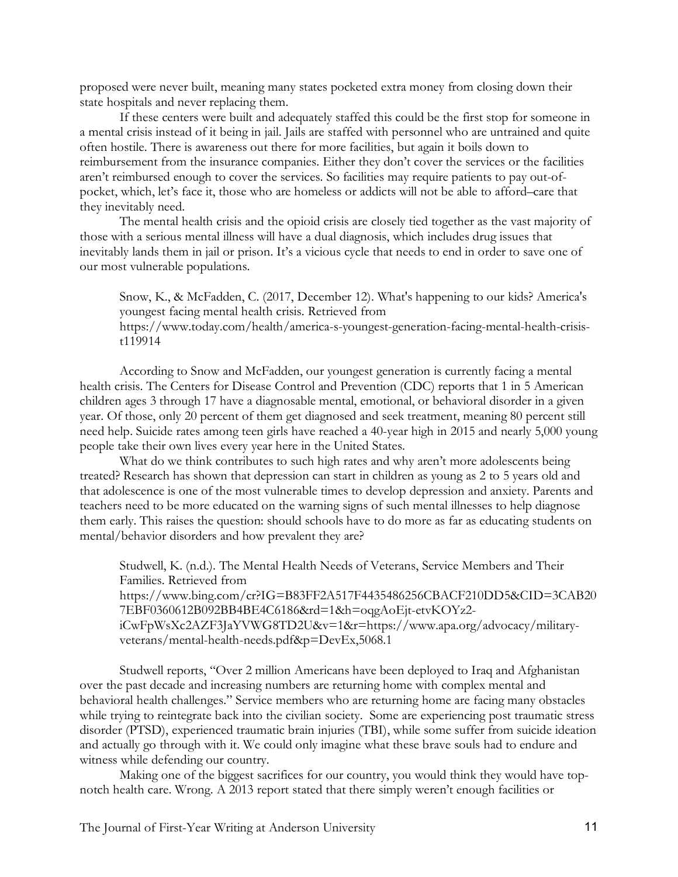proposed were never built, meaning many states pocketed extra money from closing down their state hospitals and never replacing them.

If these centers were built and adequately staffed this could be the first stop for someone in a mental crisis instead of it being in jail. Jails are staffed with personnel who are untrained and quite often hostile. There is awareness out there for more facilities, but again it boils down to reimbursement from the insurance companies. Either they don't cover the services or the facilities aren't reimbursed enough to cover the services. So facilities may require patients to pay out-of-pocket, which, let's face it, those who are homeless or addicts will not be able to afford–care that they inevitably need.

The mental health crisis and the opioid crisis are closely tied together as the vast majority of those with a serious mental illness will have a dual diagnosis, which includes drug issues that inevitably lands them in jail or prison. It's a vicious cycle that needs to end in order to save one of our most vulnerable populations.

> Snow, K., & McFadden, C. (2017, December 12). What's happening to our kids? America's youngest facing mental health crisis. Retrieved from https://www.today.com/health/america-s-youngest-generation-facing-mental-health-crisis-t119914

According to Snow and McFadden, our youngest generation is currently facing a mental health crisis. The Centers for Disease Control and Prevention (CDC) reports that 1 in 5 American children ages 3 through 17 have a diagnosable mental, emotional, or behavioral disorder in a given year. Of those, only 20 percent of them get diagnosed and seek treatment, meaning 80 percent still need help. Suicide rates among teen girls have reached a 40-year high in 2015 and nearly 5,000 young people take their own lives every year here in the United States.

What do we think contributes to such high rates and why aren't more adolescents being treated? Research has shown that depression can start in children as young as 2 to 5 years old and that adolescence is one of the most vulnerable times to develop depression and anxiety. Parents and teachers need to be more educated on the warning signs of such mental illnesses to help diagnose them early. This raises the question: should schools have to do more as far as educating students on mental/behavior disorders and how prevalent they are?

> Studwell, K. (n.d.). The Mental Health Needs of Veterans, Service Members and Their Families. Retrieved from https://www.bing.com/cr?IG=B83FF2A517F4435486256CBACF210DD5&CID=3CAB207EBF0360612B092BB4BE4C6186&rd=1&h=oqgAoEjt-etvKOYz2-iCwFpWsXc2AZF3JaYVWG8TD2U&v=1&r=https://www.apa.org/advocacy/military-veterans/mental-health-needs.pdf&p=DevEx,5068.1

Studwell reports, "Over 2 million Americans have been deployed to Iraq and Afghanistan over the past decade and increasing numbers are returning home with complex mental and behavioral health challenges." Service members who are returning home are facing many obstacles while trying to reintegrate back into the civilian society. Some are experiencing post traumatic stress disorder (PTSD), experienced traumatic brain injuries (TBI), while some suffer from suicide ideation and actually go through with it. We could only imagine what these brave souls had to endure and witness while defending our country.

Making one of the biggest sacrifices for our country, you would think they would have top-notch health care. Wrong. A 2013 report stated that there simply weren't enough facilities or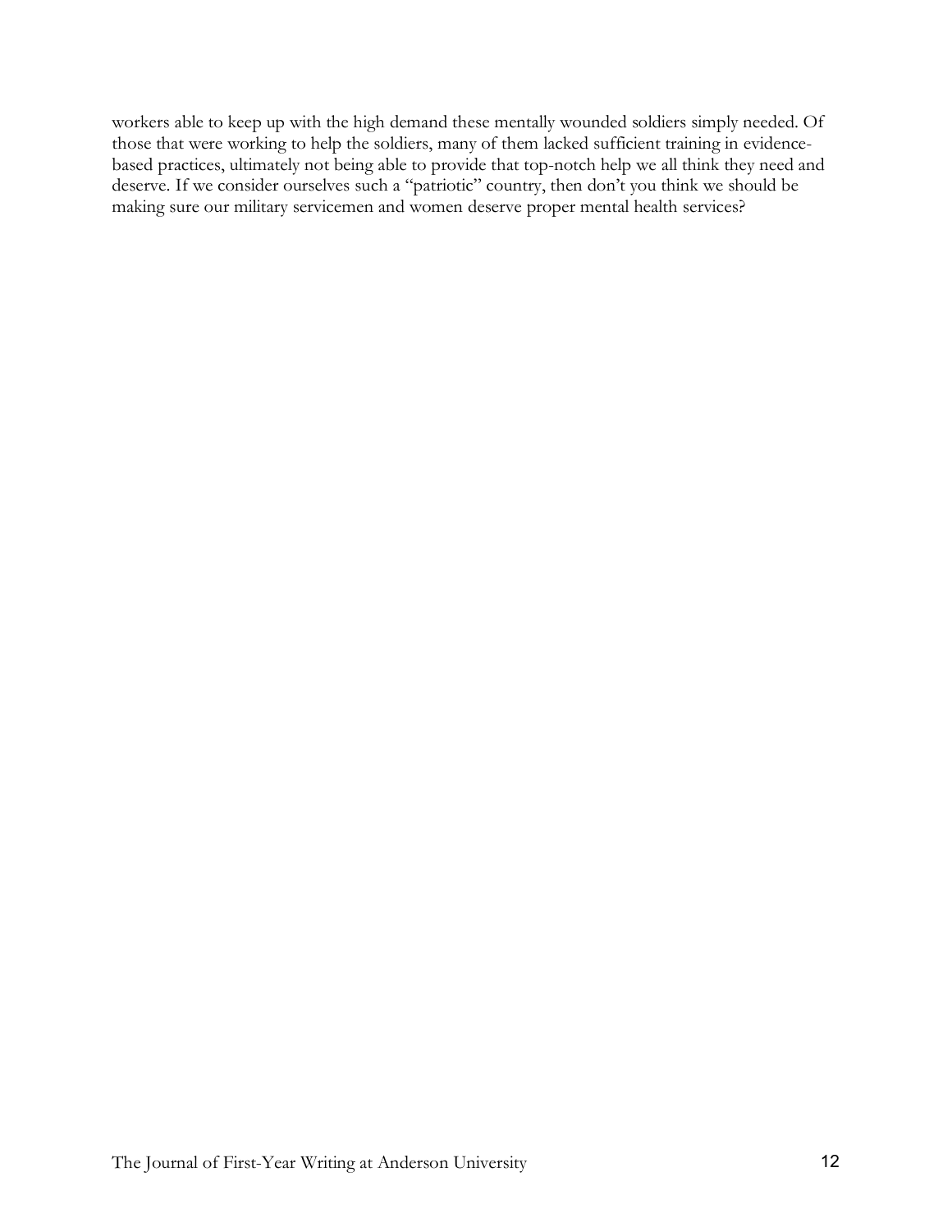workers able to keep up with the high demand these mentally wounded soldiers simply needed. Of those that were working to help the soldiers, many of them lacked sufficient training in evidence-based practices, ultimately not being able to provide that top-notch help we all think they need and deserve. If we consider ourselves such a "patriotic" country, then don't you think we should be making sure our military servicemen and women deserve proper mental health services?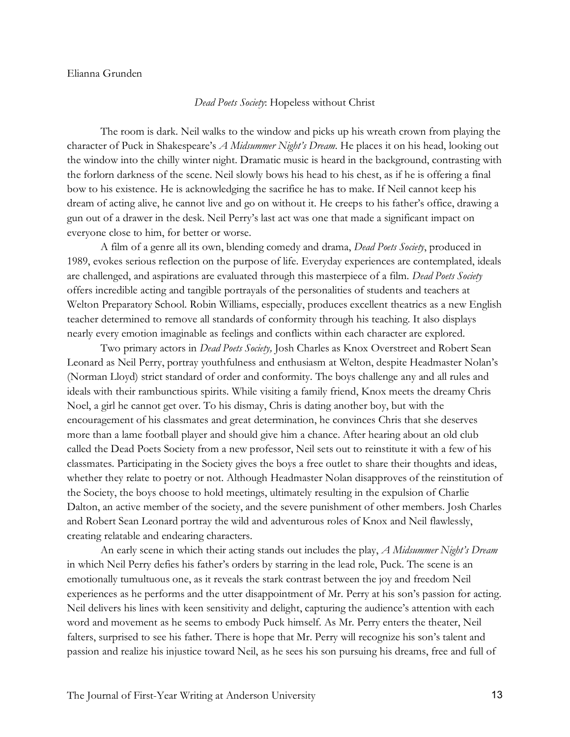Elianna Grunden

*Dead Poets Society*: Hopeless without Christ

The room is dark. Neil walks to the window and picks up his wreath crown from playing the character of Puck in Shakespeare's *A Midsummer Night's Dream*. He places it on his head, looking out the window into the chilly winter night. Dramatic music is heard in the background, contrasting with the forlorn darkness of the scene. Neil slowly bows his head to his chest, as if he is offering a final bow to his existence. He is acknowledging the sacrifice he has to make. If Neil cannot keep his dream of acting alive, he cannot live and go on without it. He creeps to his father's office, drawing a gun out of a drawer in the desk. Neil Perry's last act was one that made a significant impact on everyone close to him, for better or worse.

A film of a genre all its own, blending comedy and drama, *Dead Poets Society*, produced in 1989, evokes serious reflection on the purpose of life. Everyday experiences are contemplated, ideals are challenged, and aspirations are evaluated through this masterpiece of a film. *Dead Poets Society* offers incredible acting and tangible portrayals of the personalities of students and teachers at Welton Preparatory School. Robin Williams, especially, produces excellent theatrics as a new English teacher determined to remove all standards of conformity through his teaching. It also displays nearly every emotion imaginable as feelings and conflicts within each character are explored.

Two primary actors in *Dead Poets Society,* Josh Charles as Knox Overstreet and Robert Sean Leonard as Neil Perry, portray youthfulness and enthusiasm at Welton, despite Headmaster Nolan's (Norman Lloyd) strict standard of order and conformity. The boys challenge any and all rules and ideals with their rambunctious spirits. While visiting a family friend, Knox meets the dreamy Chris Noel, a girl he cannot get over. To his dismay, Chris is dating another boy, but with the encouragement of his classmates and great determination, he convinces Chris that she deserves more than a lame football player and should give him a chance. After hearing about an old club called the Dead Poets Society from a new professor, Neil sets out to reinstitute it with a few of his classmates. Participating in the Society gives the boys a free outlet to share their thoughts and ideas, whether they relate to poetry or not. Although Headmaster Nolan disapproves of the reinstitution of the Society, the boys choose to hold meetings, ultimately resulting in the expulsion of Charlie Dalton, an active member of the society, and the severe punishment of other members. Josh Charles and Robert Sean Leonard portray the wild and adventurous roles of Knox and Neil flawlessly, creating relatable and endearing characters.

An early scene in which their acting stands out includes the play, *A Midsummer Night's Dream* in which Neil Perry defies his father's orders by starring in the lead role, Puck. The scene is an emotionally tumultuous one, as it reveals the stark contrast between the joy and freedom Neil experiences as he performs and the utter disappointment of Mr. Perry at his son's passion for acting. Neil delivers his lines with keen sensitivity and delight, capturing the audience's attention with each word and movement as he seems to embody Puck himself. As Mr. Perry enters the theater, Neil falters, surprised to see his father. There is hope that Mr. Perry will recognize his son's talent and passion and realize his injustice toward Neil, as he sees his son pursuing his dreams, free and full of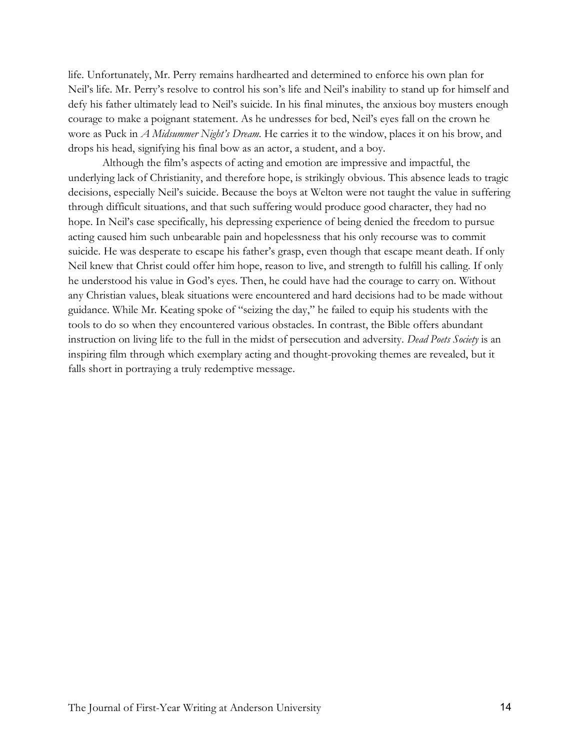life. Unfortunately, Mr. Perry remains hardhearted and determined to enforce his own plan for Neil's life. Mr. Perry's resolve to control his son's life and Neil's inability to stand up for himself and defy his father ultimately lead to Neil's suicide. In his final minutes, the anxious boy musters enough courage to make a poignant statement. As he undresses for bed, Neil's eyes fall on the crown he wore as Puck in *A Midsummer Night's Dream*. He carries it to the window, places it on his brow, and drops his head, signifying his final bow as an actor, a student, and a boy.

Although the film's aspects of acting and emotion are impressive and impactful, the underlying lack of Christianity, and therefore hope, is strikingly obvious. This absence leads to tragic decisions, especially Neil's suicide. Because the boys at Welton were not taught the value in suffering through difficult situations, and that such suffering would produce good character, they had no hope. In Neil's case specifically, his depressing experience of being denied the freedom to pursue acting caused him such unbearable pain and hopelessness that his only recourse was to commit suicide. He was desperate to escape his father's grasp, even though that escape meant death. If only Neil knew that Christ could offer him hope, reason to live, and strength to fulfill his calling. If only he understood his value in God's eyes. Then, he could have had the courage to carry on. Without any Christian values, bleak situations were encountered and hard decisions had to be made without guidance. While Mr. Keating spoke of "seizing the day," he failed to equip his students with the tools to do so when they encountered various obstacles. In contrast, the Bible offers abundant instruction on living life to the full in the midst of persecution and adversity. *Dead Poets Society* is an inspiring film through which exemplary acting and thought-provoking themes are revealed, but it falls short in portraying a truly redemptive message.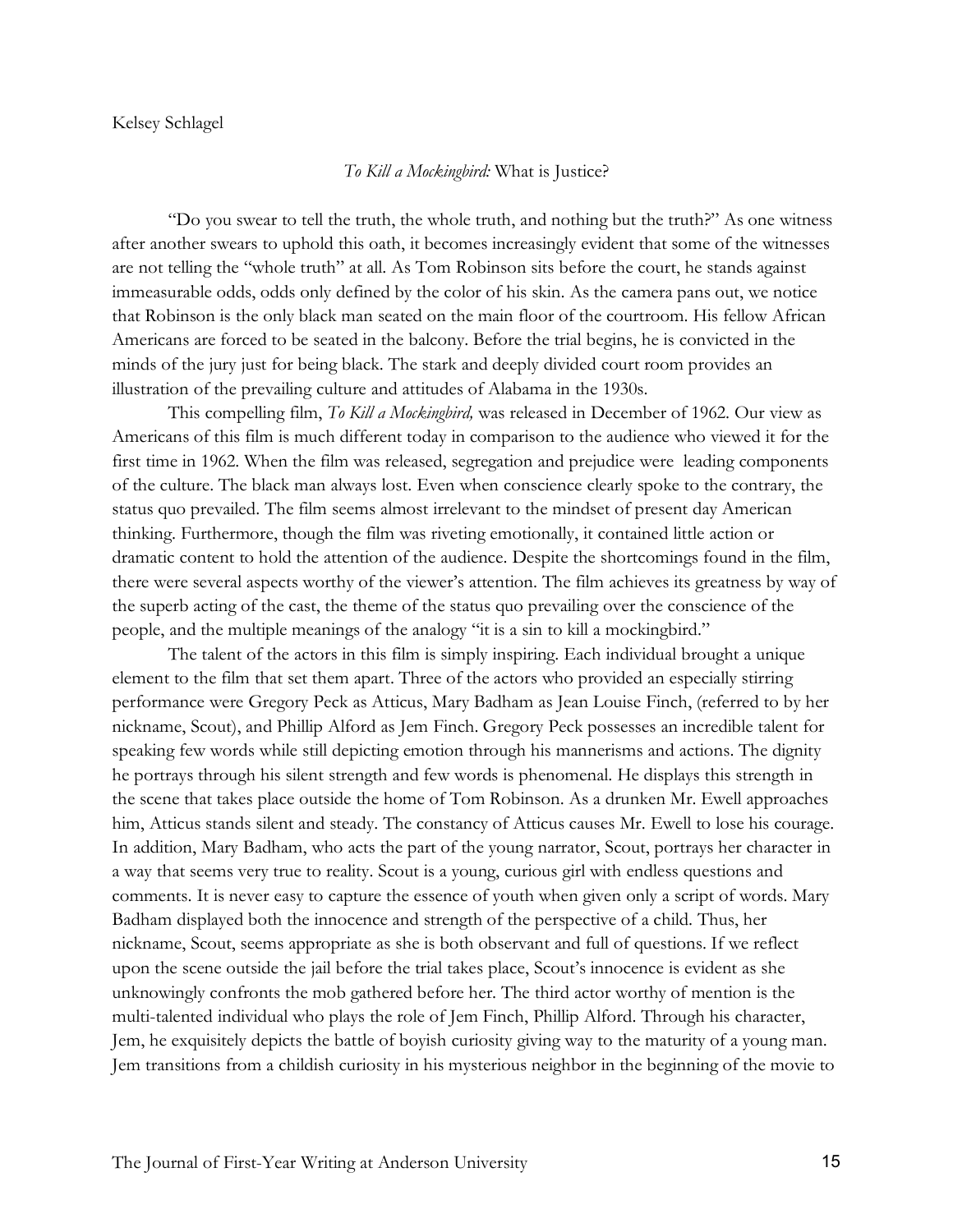Kelsey Schlagel

## *To Kill a Mockingbird:* What is Justice?

"Do you swear to tell the truth, the whole truth, and nothing but the truth?" As one witness after another swears to uphold this oath, it becomes increasingly evident that some of the witnesses are not telling the "whole truth" at all. As Tom Robinson sits before the court, he stands against immeasurable odds, odds only defined by the color of his skin. As the camera pans out, we notice that Robinson is the only black man seated on the main floor of the courtroom. His fellow African Americans are forced to be seated in the balcony. Before the trial begins, he is convicted in the minds of the jury just for being black. The stark and deeply divided court room provides an illustration of the prevailing culture and attitudes of Alabama in the 1930s.

This compelling film, *To Kill a Mockingbird,* was released in December of 1962. Our view as Americans of this film is much different today in comparison to the audience who viewed it for the first time in 1962. When the film was released, segregation and prejudice were leading components of the culture. The black man always lost. Even when conscience clearly spoke to the contrary, the status quo prevailed. The film seems almost irrelevant to the mindset of present day American thinking. Furthermore, though the film was riveting emotionally, it contained little action or dramatic content to hold the attention of the audience. Despite the shortcomings found in the film, there were several aspects worthy of the viewer's attention. The film achieves its greatness by way of the superb acting of the cast, the theme of the status quo prevailing over the conscience of the people, and the multiple meanings of the analogy "it is a sin to kill a mockingbird."

The talent of the actors in this film is simply inspiring. Each individual brought a unique element to the film that set them apart. Three of the actors who provided an especially stirring performance were Gregory Peck as Atticus, Mary Badham as Jean Louise Finch, (referred to by her nickname, Scout), and Phillip Alford as Jem Finch. Gregory Peck possesses an incredible talent for speaking few words while still depicting emotion through his mannerisms and actions. The dignity he portrays through his silent strength and few words is phenomenal. He displays this strength in the scene that takes place outside the home of Tom Robinson. As a drunken Mr. Ewell approaches him, Atticus stands silent and steady. The constancy of Atticus causes Mr. Ewell to lose his courage. In addition, Mary Badham, who acts the part of the young narrator, Scout, portrays her character in a way that seems very true to reality. Scout is a young, curious girl with endless questions and comments. It is never easy to capture the essence of youth when given only a script of words. Mary Badham displayed both the innocence and strength of the perspective of a child. Thus, her nickname, Scout, seems appropriate as she is both observant and full of questions. If we reflect upon the scene outside the jail before the trial takes place, Scout's innocence is evident as she unknowingly confronts the mob gathered before her. The third actor worthy of mention is the multi-talented individual who plays the role of Jem Finch, Phillip Alford. Through his character, Jem, he exquisitely depicts the battle of boyish curiosity giving way to the maturity of a young man. Jem transitions from a childish curiosity in his mysterious neighbor in the beginning of the movie to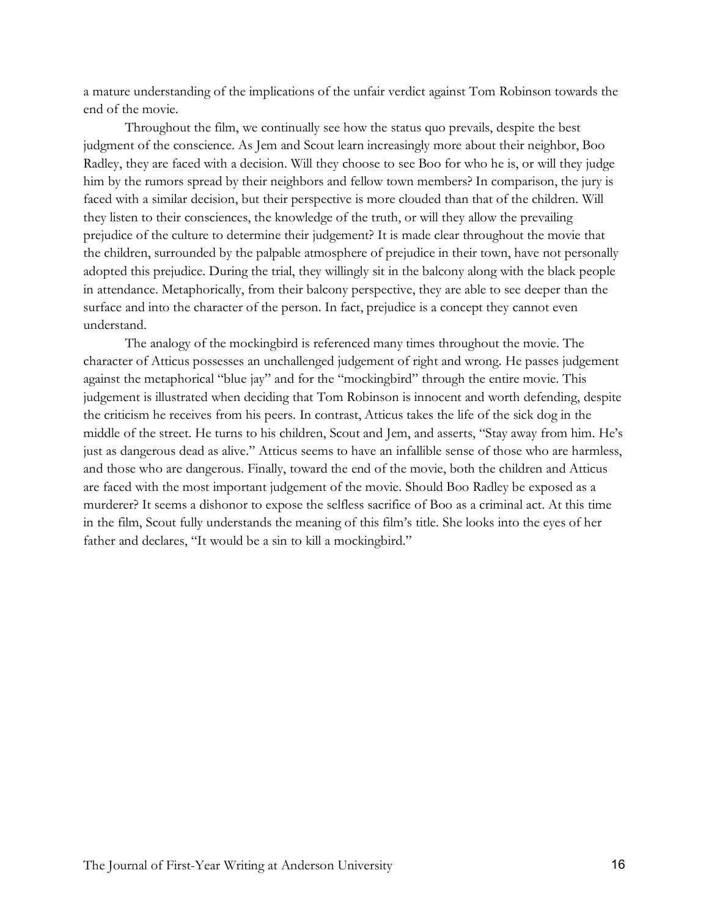a mature understanding of the implications of the unfair verdict against Tom Robinson towards the end of the movie.

Throughout the film, we continually see how the status quo prevails, despite the best judgment of the conscience. As Jem and Scout learn increasingly more about their neighbor, Boo Radley, they are faced with a decision. Will they choose to see Boo for who he is, or will they judge him by the rumors spread by their neighbors and fellow town members? In comparison, the jury is faced with a similar decision, but their perspective is more clouded than that of the children. Will they listen to their consciences, the knowledge of the truth, or will they allow the prevailing prejudice of the culture to determine their judgement? It is made clear throughout the movie that the children, surrounded by the palpable atmosphere of prejudice in their town, have not personally adopted this prejudice. During the trial, they willingly sit in the balcony along with the black people in attendance. Metaphorically, from their balcony perspective, they are able to see deeper than the surface and into the character of the person. In fact, prejudice is a concept they cannot even understand.

The analogy of the mockingbird is referenced many times throughout the movie. The character of Atticus possesses an unchallenged judgement of right and wrong. He passes judgement against the metaphorical "blue jay" and for the "mockingbird" through the entire movie. This judgement is illustrated when deciding that Tom Robinson is innocent and worth defending, despite the criticism he receives from his peers. In contrast, Atticus takes the life of the sick dog in the middle of the street. He turns to his children, Scout and Jem, and asserts, "Stay away from him. He's just as dangerous dead as alive." Atticus seems to have an infallible sense of those who are harmless, and those who are dangerous. Finally, toward the end of the movie, both the children and Atticus are faced with the most important judgement of the movie. Should Boo Radley be exposed as a murderer? It seems a dishonor to expose the selfless sacrifice of Boo as a criminal act. At this time in the film, Scout fully understands the meaning of this film's title. She looks into the eyes of her father and declares, "It would be a sin to kill a mockingbird."